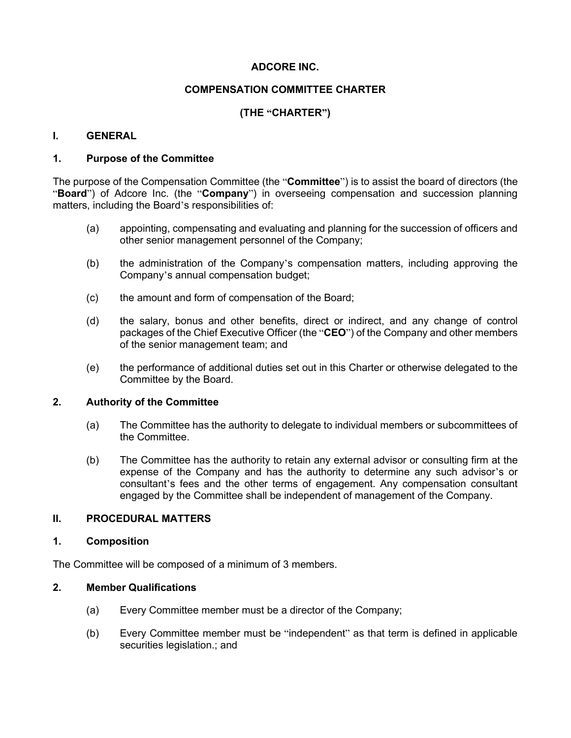# ADCORE INC.

## COMPENSATION COMMITTEE CHARTER

## (THE "CHARTER")

## I. GENERAL

### 1. Purpose of the Committee

The purpose of the Compensation Committee (the "**Committee**") is to assist the board of directors (the "**Board**") of Adcore Inc. (the "**Company**") in overseeing compensation and succession planning matters, including the Board's responsibilities of:

(a) appointing, compensating and evaluating and planning for the succession of officers and other senior management personnel of the Company;

(b) the administration of the Company's compensation matters, including approving the Company's annual compensation budget;

(c) the amount and form of compensation of the Board;

(d) the salary, bonus and other benefits, direct or indirect, and any change of control packages of the Chief Executive Officer (the "**CEO**") of the Company and other members of the senior management team; and

(e) the performance of additional duties set out in this Charter or otherwise delegated to the Committee by the Board.

### 2. Authority of the Committee

(a) The Committee has the authority to delegate to individual members or subcommittees of the Committee.

(b) The Committee has the authority to retain any external advisor or consulting firm at the expense of the Company and has the authority to determine any such advisor's or consultant's fees and the other terms of engagement. Any compensation consultant engaged by the Committee shall be independent of management of the Company.

## II. PROCEDURAL MATTERS

### 1. Composition

The Committee will be composed of a minimum of 3 members.

### 2. Member Qualifications

(a) Every Committee member must be a director of the Company;

(b) Every Committee member must be "independent" as that term is defined in applicable securities legislation.; and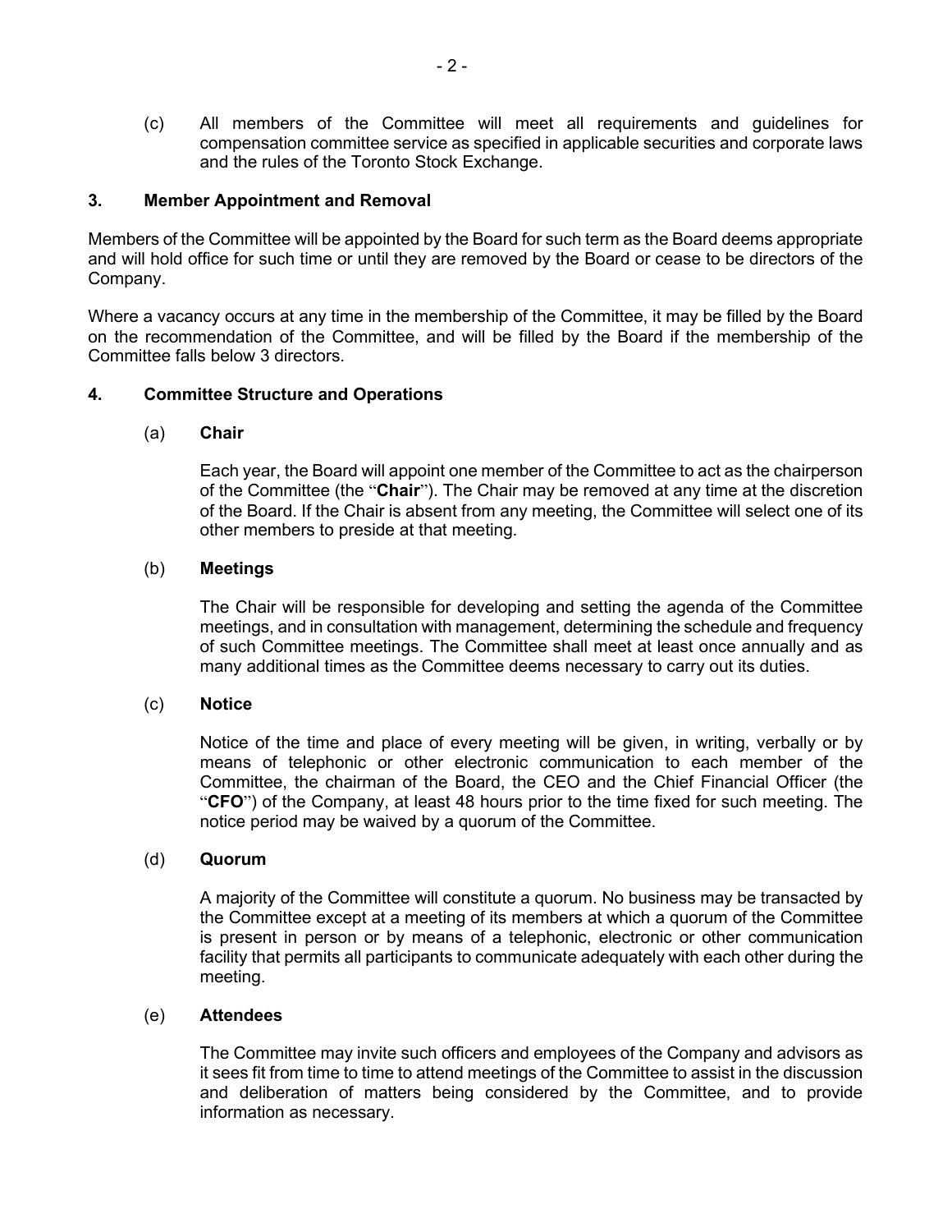(c) All members of the Committee will meet all requirements and guidelines for compensation committee service as specified in applicable securities and corporate laws and the rules of the Toronto Stock Exchange.

## 3. Member Appointment and Removal

Members of the Committee will be appointed by the Board for such term as the Board deems appropriate and will hold office for such time or until they are removed by the Board or cease to be directors of the Company.

Where a vacancy occurs at any time in the membership of the Committee, it may be filled by the Board on the recommendation of the Committee, and will be filled by the Board if the membership of the Committee falls below 3 directors.

## 4. Committee Structure and Operations

### (a) Chair

Each year, the Board will appoint one member of the Committee to act as the chairperson of the Committee (the "**Chair**"). The Chair may be removed at any time at the discretion of the Board. If the Chair is absent from any meeting, the Committee will select one of its other members to preside at that meeting.

### (b) Meetings

The Chair will be responsible for developing and setting the agenda of the Committee meetings, and in consultation with management, determining the schedule and frequency of such Committee meetings. The Committee shall meet at least once annually and as many additional times as the Committee deems necessary to carry out its duties.

### (c) Notice

Notice of the time and place of every meeting will be given, in writing, verbally or by means of telephonic or other electronic communication to each member of the Committee, the chairman of the Board, the CEO and the Chief Financial Officer (the "**CFO**") of the Company, at least 48 hours prior to the time fixed for such meeting. The notice period may be waived by a quorum of the Committee.

### (d) Quorum

A majority of the Committee will constitute a quorum. No business may be transacted by the Committee except at a meeting of its members at which a quorum of the Committee is present in person or by means of a telephonic, electronic or other communication facility that permits all participants to communicate adequately with each other during the meeting.

### (e) Attendees

The Committee may invite such officers and employees of the Company and advisors as it sees fit from time to time to attend meetings of the Committee to assist in the discussion and deliberation of matters being considered by the Committee, and to provide information as necessary.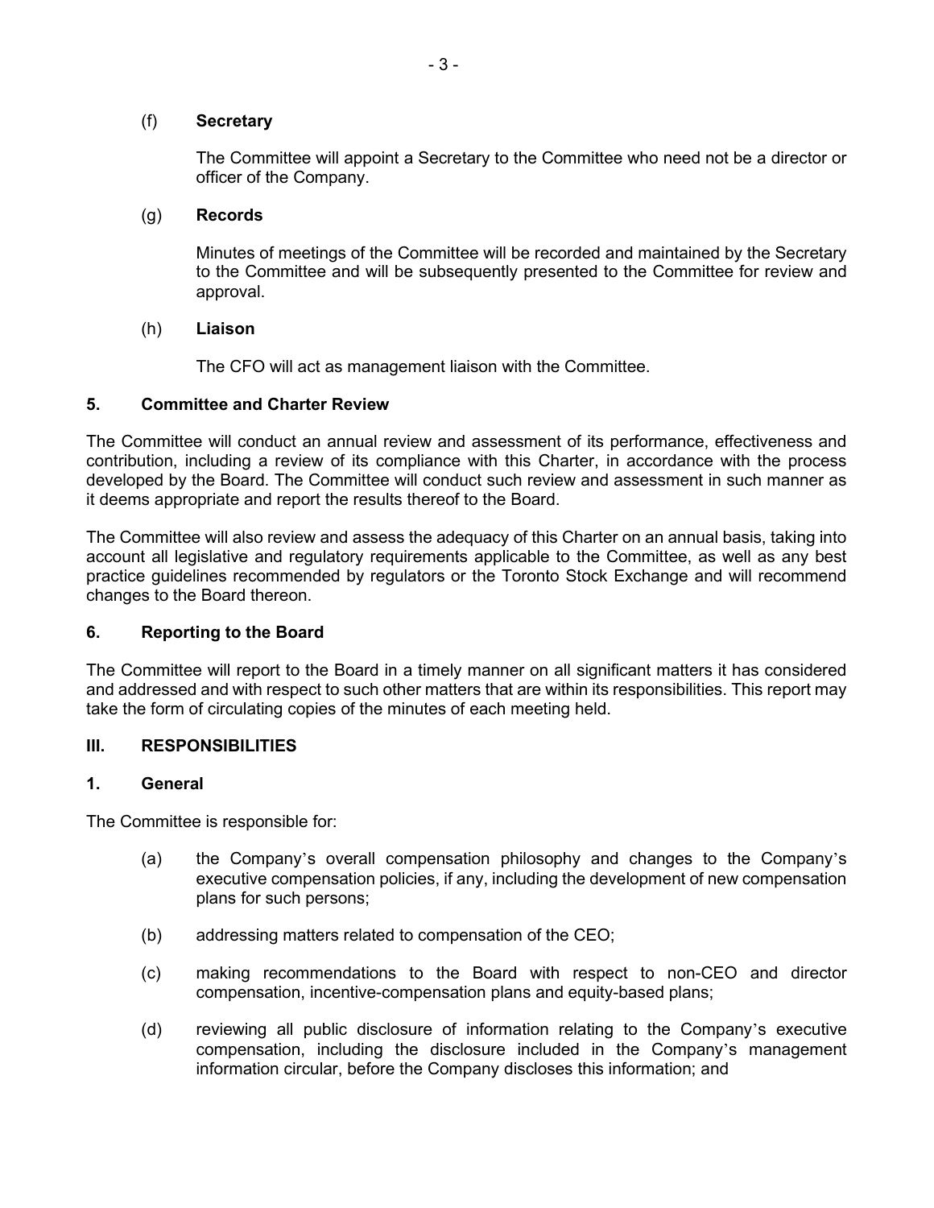(f) **Secretary**

The Committee will appoint a Secretary to the Committee who need not be a director or officer of the Company.

(g) **Records**

Minutes of meetings of the Committee will be recorded and maintained by the Secretary to the Committee and will be subsequently presented to the Committee for review and approval.

(h) **Liaison**

The CFO will act as management liaison with the Committee.

### 5. Committee and Charter Review

The Committee will conduct an annual review and assessment of its performance, effectiveness and contribution, including a review of its compliance with this Charter, in accordance with the process developed by the Board. The Committee will conduct such review and assessment in such manner as it deems appropriate and report the results thereof to the Board.

The Committee will also review and assess the adequacy of this Charter on an annual basis, taking into account all legislative and regulatory requirements applicable to the Committee, as well as any best practice guidelines recommended by regulators or the Toronto Stock Exchange and will recommend changes to the Board thereon.

### 6. Reporting to the Board

The Committee will report to the Board in a timely manner on all significant matters it has considered and addressed and with respect to such other matters that are within its responsibilities. This report may take the form of circulating copies of the minutes of each meeting held.

## III. RESPONSIBILITIES

### 1. General

The Committee is responsible for:

(a) the Company's overall compensation philosophy and changes to the Company's executive compensation policies, if any, including the development of new compensation plans for such persons;

(b) addressing matters related to compensation of the CEO;

(c) making recommendations to the Board with respect to non-CEO and director compensation, incentive-compensation plans and equity-based plans;

(d) reviewing all public disclosure of information relating to the Company's executive compensation, including the disclosure included in the Company's management information circular, before the Company discloses this information; and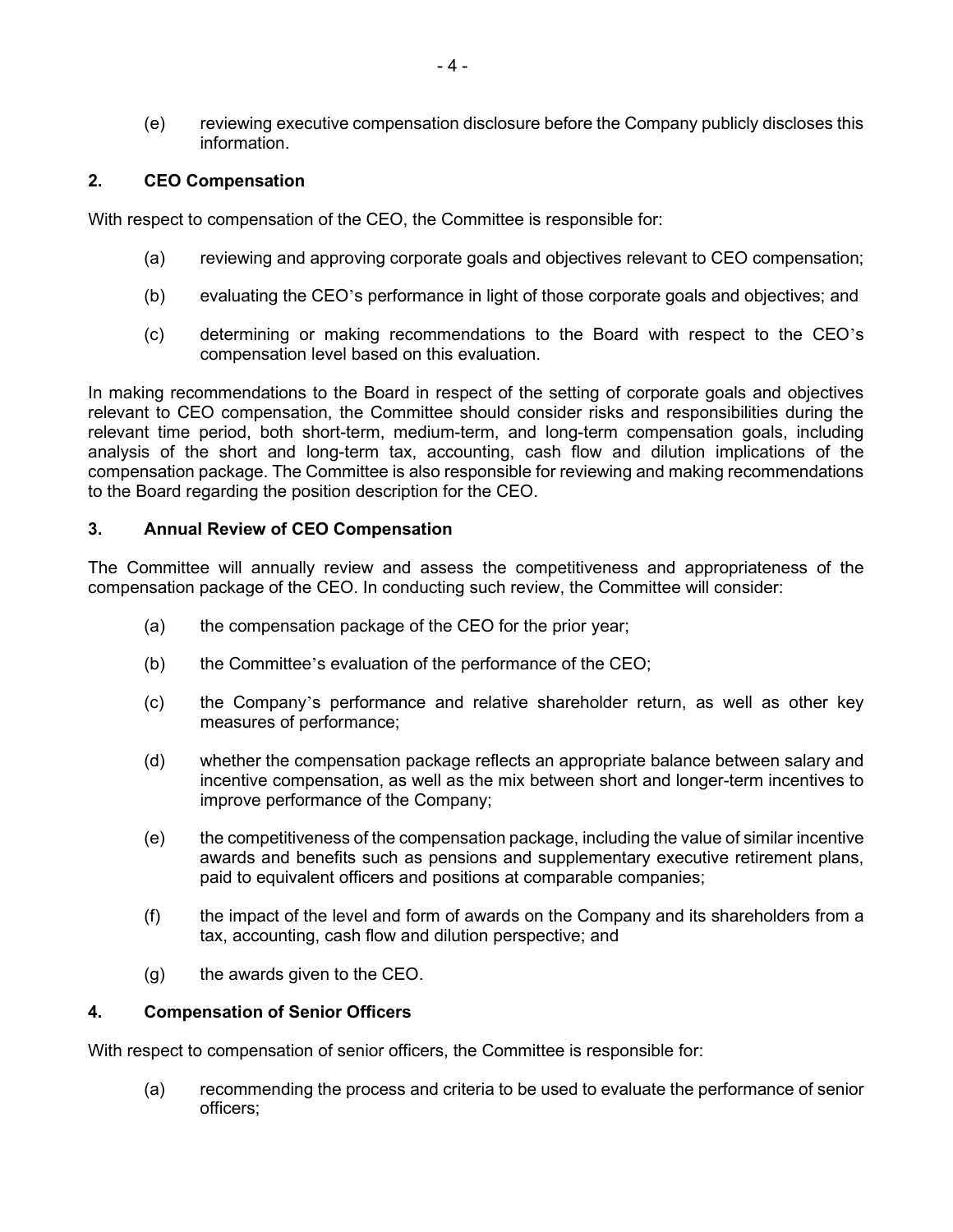(e) reviewing executive compensation disclosure before the Company publicly discloses this information.

## 2. CEO Compensation

With respect to compensation of the CEO, the Committee is responsible for:

(a) reviewing and approving corporate goals and objectives relevant to CEO compensation;

(b) evaluating the CEO's performance in light of those corporate goals and objectives; and

(c) determining or making recommendations to the Board with respect to the CEO's compensation level based on this evaluation.

In making recommendations to the Board in respect of the setting of corporate goals and objectives relevant to CEO compensation, the Committee should consider risks and responsibilities during the relevant time period, both short-term, medium-term, and long-term compensation goals, including analysis of the short and long-term tax, accounting, cash flow and dilution implications of the compensation package. The Committee is also responsible for reviewing and making recommendations to the Board regarding the position description for the CEO.

## 3. Annual Review of CEO Compensation

The Committee will annually review and assess the competitiveness and appropriateness of the compensation package of the CEO. In conducting such review, the Committee will consider:

(a) the compensation package of the CEO for the prior year;

(b) the Committee's evaluation of the performance of the CEO;

(c) the Company's performance and relative shareholder return, as well as other key measures of performance;

(d) whether the compensation package reflects an appropriate balance between salary and incentive compensation, as well as the mix between short and longer-term incentives to improve performance of the Company;

(e) the competitiveness of the compensation package, including the value of similar incentive awards and benefits such as pensions and supplementary executive retirement plans, paid to equivalent officers and positions at comparable companies;

(f) the impact of the level and form of awards on the Company and its shareholders from a tax, accounting, cash flow and dilution perspective; and

(g) the awards given to the CEO.

## 4. Compensation of Senior Officers

With respect to compensation of senior officers, the Committee is responsible for:

(a) recommending the process and criteria to be used to evaluate the performance of senior officers;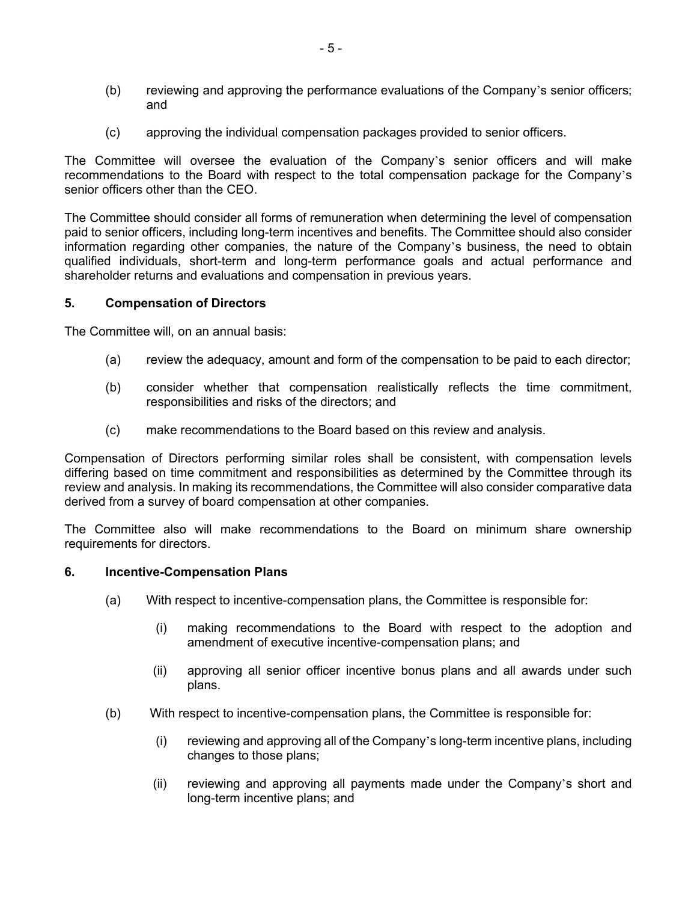(b) reviewing and approving the performance evaluations of the Company's senior officers; and

(c) approving the individual compensation packages provided to senior officers.

The Committee will oversee the evaluation of the Company's senior officers and will make recommendations to the Board with respect to the total compensation package for the Company's senior officers other than the CEO.

The Committee should consider all forms of remuneration when determining the level of compensation paid to senior officers, including long-term incentives and benefits. The Committee should also consider information regarding other companies, the nature of the Company's business, the need to obtain qualified individuals, short-term and long-term performance goals and actual performance and shareholder returns and evaluations and compensation in previous years.

**5. Compensation of Directors**

The Committee will, on an annual basis:

(a) review the adequacy, amount and form of the compensation to be paid to each director;

(b) consider whether that compensation realistically reflects the time commitment, responsibilities and risks of the directors; and

(c) make recommendations to the Board based on this review and analysis.

Compensation of Directors performing similar roles shall be consistent, with compensation levels differing based on time commitment and responsibilities as determined by the Committee through its review and analysis. In making its recommendations, the Committee will also consider comparative data derived from a survey of board compensation at other companies.

The Committee also will make recommendations to the Board on minimum share ownership requirements for directors.

**6. Incentive-Compensation Plans**

(a) With respect to incentive-compensation plans, the Committee is responsible for:

(i) making recommendations to the Board with respect to the adoption and amendment of executive incentive-compensation plans; and

(ii) approving all senior officer incentive bonus plans and all awards under such plans.

(b) With respect to incentive-compensation plans, the Committee is responsible for:

(i) reviewing and approving all of the Company's long-term incentive plans, including changes to those plans;

(ii) reviewing and approving all payments made under the Company's short and long-term incentive plans; and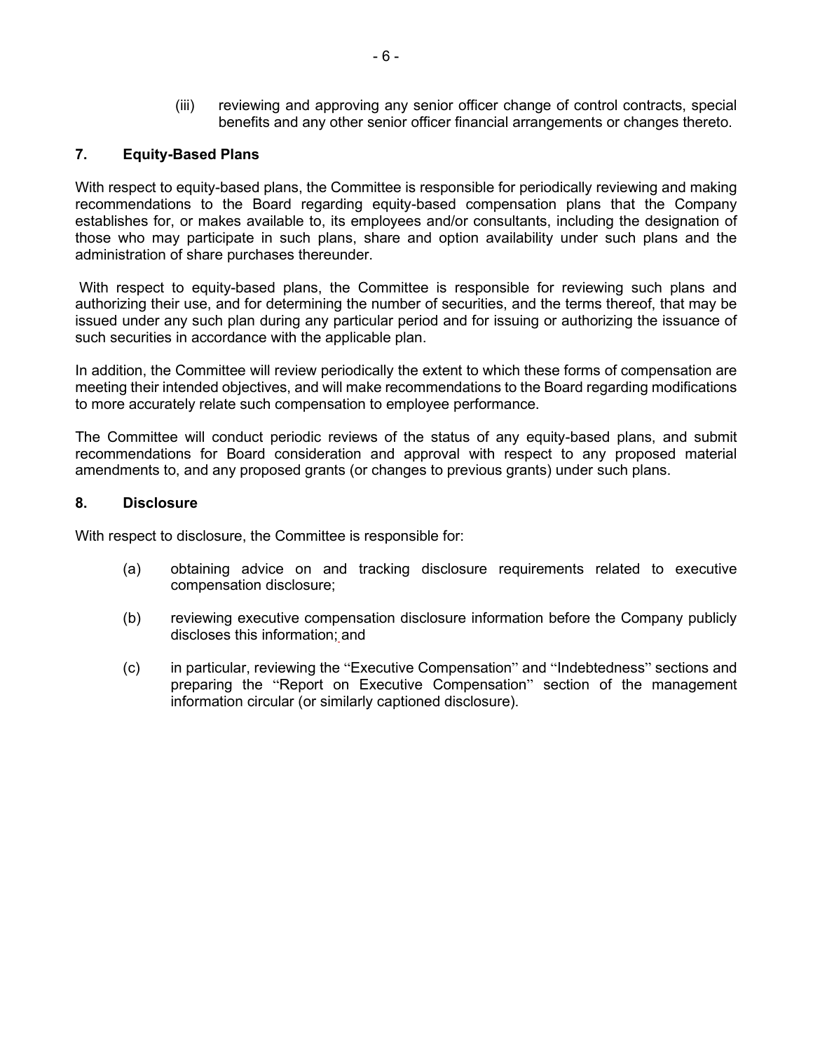(iii) reviewing and approving any senior officer change of control contracts, special benefits and any other senior officer financial arrangements or changes thereto.

## 7. Equity-Based Plans

With respect to equity-based plans, the Committee is responsible for periodically reviewing and making recommendations to the Board regarding equity-based compensation plans that the Company establishes for, or makes available to, its employees and/or consultants, including the designation of those who may participate in such plans, share and option availability under such plans and the administration of share purchases thereunder.

With respect to equity-based plans, the Committee is responsible for reviewing such plans and authorizing their use, and for determining the number of securities, and the terms thereof, that may be issued under any such plan during any particular period and for issuing or authorizing the issuance of such securities in accordance with the applicable plan.

In addition, the Committee will review periodically the extent to which these forms of compensation are meeting their intended objectives, and will make recommendations to the Board regarding modifications to more accurately relate such compensation to employee performance.

The Committee will conduct periodic reviews of the status of any equity-based plans, and submit recommendations for Board consideration and approval with respect to any proposed material amendments to, and any proposed grants (or changes to previous grants) under such plans.

## 8. Disclosure

With respect to disclosure, the Committee is responsible for:

(a) obtaining advice on and tracking disclosure requirements related to executive compensation disclosure;

(b) reviewing executive compensation disclosure information before the Company publicly discloses this information; and

(c) in particular, reviewing the "Executive Compensation" and "Indebtedness" sections and preparing the "Report on Executive Compensation" section of the management information circular (or similarly captioned disclosure).